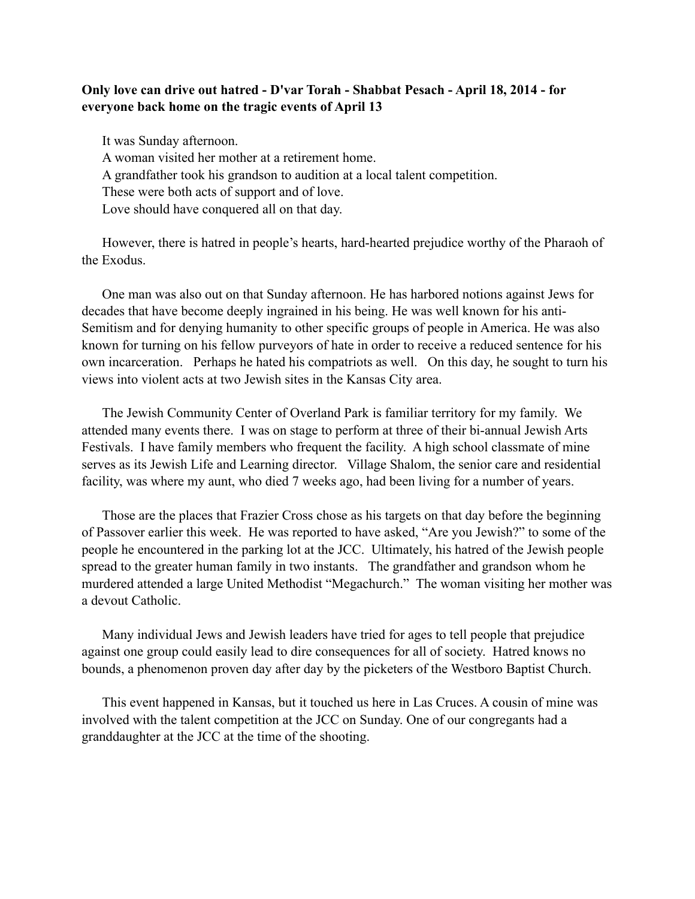**Only love can drive out hatred - D'var Torah - Shabbat Pesach - April 18, 2014 - for everyone back home on the tragic events of April 13**

It was Sunday afternoon.
A woman visited her mother at a retirement home.
A grandfather took his grandson to audition at a local talent competition.
These were both acts of support and of love.
Love should have conquered all on that day.

However, there is hatred in people's hearts, hard-hearted prejudice worthy of the Pharaoh of the Exodus.

One man was also out on that Sunday afternoon. He has harbored notions against Jews for decades that have become deeply ingrained in his being. He was well known for his anti-Semitism and for denying humanity to other specific groups of people in America. He was also known for turning on his fellow purveyors of hate in order to receive a reduced sentence for his own incarceration. Perhaps he hated his compatriots as well. On this day, he sought to turn his views into violent acts at two Jewish sites in the Kansas City area.

The Jewish Community Center of Overland Park is familiar territory for my family. We attended many events there. I was on stage to perform at three of their bi-annual Jewish Arts Festivals. I have family members who frequent the facility. A high school classmate of mine serves as its Jewish Life and Learning director. Village Shalom, the senior care and residential facility, was where my aunt, who died 7 weeks ago, had been living for a number of years.

Those are the places that Frazier Cross chose as his targets on that day before the beginning of Passover earlier this week. He was reported to have asked, "Are you Jewish?" to some of the people he encountered in the parking lot at the JCC. Ultimately, his hatred of the Jewish people spread to the greater human family in two instants. The grandfather and grandson whom he murdered attended a large United Methodist "Megachurch." The woman visiting her mother was a devout Catholic.

Many individual Jews and Jewish leaders have tried for ages to tell people that prejudice against one group could easily lead to dire consequences for all of society. Hatred knows no bounds, a phenomenon proven day after day by the picketers of the Westboro Baptist Church.

This event happened in Kansas, but it touched us here in Las Cruces. A cousin of mine was involved with the talent competition at the JCC on Sunday. One of our congregants had a granddaughter at the JCC at the time of the shooting.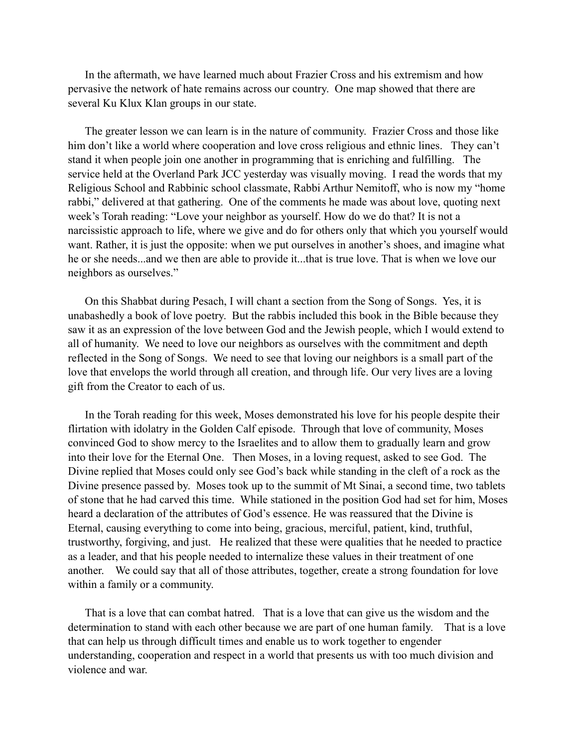In the aftermath, we have learned much about Frazier Cross and his extremism and how pervasive the network of hate remains across our country. One map showed that there are several Ku Klux Klan groups in our state.

The greater lesson we can learn is in the nature of community. Frazier Cross and those like him don't like a world where cooperation and love cross religious and ethnic lines. They can't stand it when people join one another in programming that is enriching and fulfilling. The service held at the Overland Park JCC yesterday was visually moving. I read the words that my Religious School and Rabbinic school classmate, Rabbi Arthur Nemitoff, who is now my "home rabbi," delivered at that gathering. One of the comments he made was about love, quoting next week's Torah reading: "Love your neighbor as yourself. How do we do that? It is not a narcissistic approach to life, where we give and do for others only that which you yourself would want. Rather, it is just the opposite: when we put ourselves in another's shoes, and imagine what he or she needs...and we then are able to provide it...that is true love. That is when we love our neighbors as ourselves."

On this Shabbat during Pesach, I will chant a section from the Song of Songs. Yes, it is unabashedly a book of love poetry. But the rabbis included this book in the Bible because they saw it as an expression of the love between God and the Jewish people, which I would extend to all of humanity. We need to love our neighbors as ourselves with the commitment and depth reflected in the Song of Songs. We need to see that loving our neighbors is a small part of the love that envelops the world through all creation, and through life. Our very lives are a loving gift from the Creator to each of us.

In the Torah reading for this week, Moses demonstrated his love for his people despite their flirtation with idolatry in the Golden Calf episode. Through that love of community, Moses convinced God to show mercy to the Israelites and to allow them to gradually learn and grow into their love for the Eternal One. Then Moses, in a loving request, asked to see God. The Divine replied that Moses could only see God's back while standing in the cleft of a rock as the Divine presence passed by. Moses took up to the summit of Mt Sinai, a second time, two tablets of stone that he had carved this time. While stationed in the position God had set for him, Moses heard a declaration of the attributes of God's essence. He was reassured that the Divine is Eternal, causing everything to come into being, gracious, merciful, patient, kind, truthful, trustworthy, forgiving, and just. He realized that these were qualities that he needed to practice as a leader, and that his people needed to internalize these values in their treatment of one another. We could say that all of those attributes, together, create a strong foundation for love within a family or a community.

That is a love that can combat hatred. That is a love that can give us the wisdom and the determination to stand with each other because we are part of one human family. That is a love that can help us through difficult times and enable us to work together to engender understanding, cooperation and respect in a world that presents us with too much division and violence and war.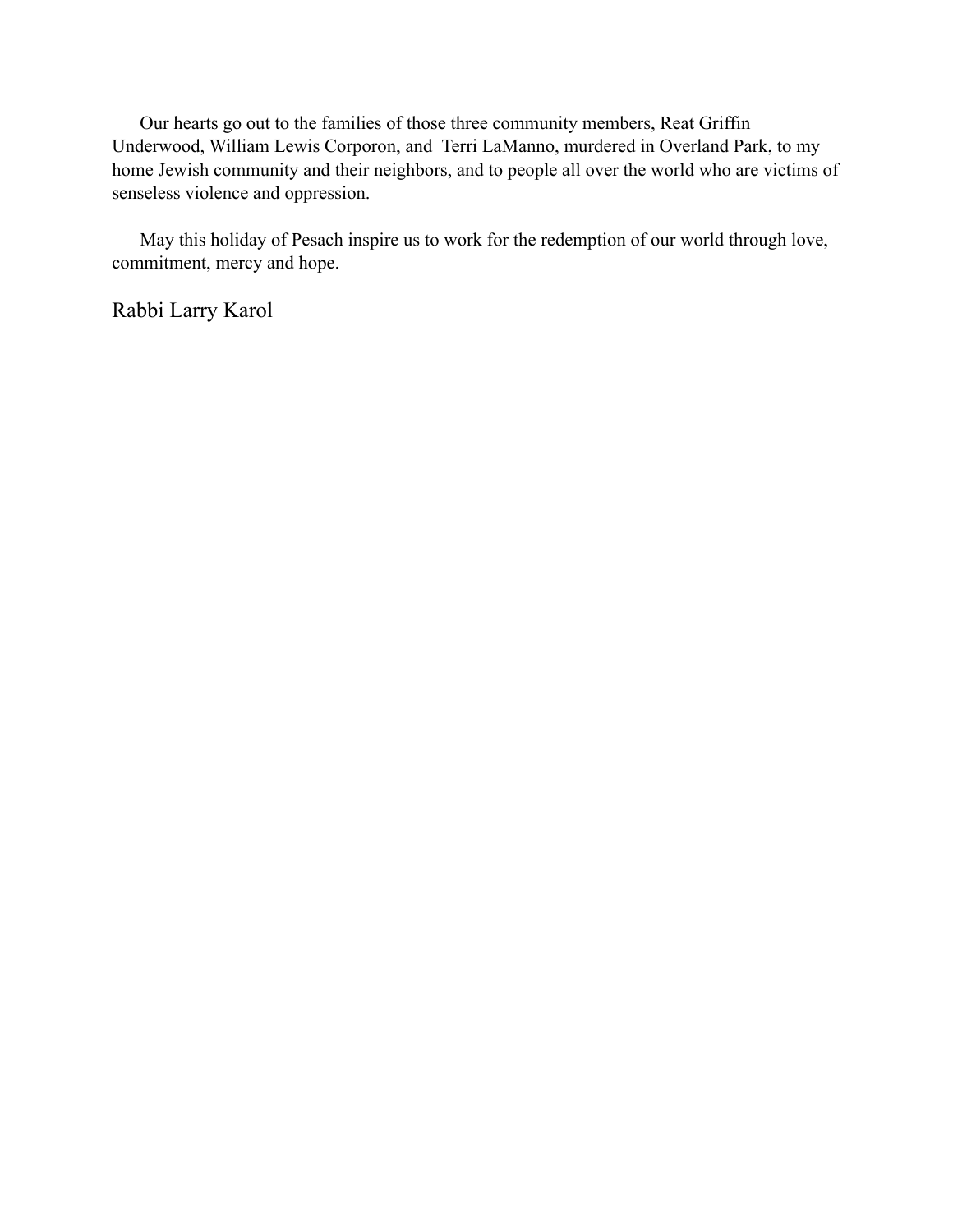Our hearts go out to the families of those three community members, Reat Griffin Underwood, William Lewis Corporon, and Terri LaManno, murdered in Overland Park, to my home Jewish community and their neighbors, and to people all over the world who are victims of senseless violence and oppression.

May this holiday of Pesach inspire us to work for the redemption of our world through love, commitment, mercy and hope.

Rabbi Larry Karol